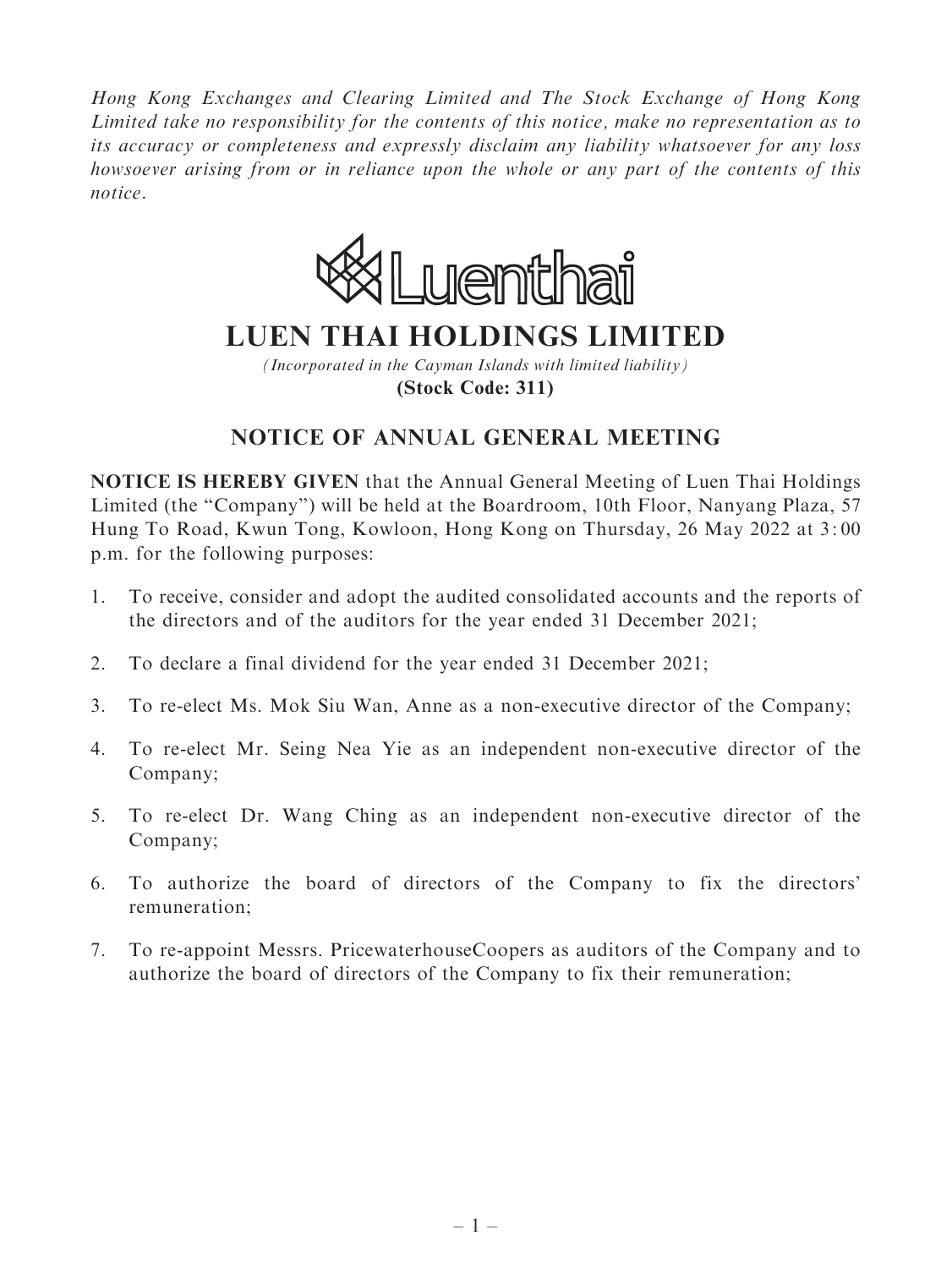*Hong Kong Exchanges and Clearing Limited and The Stock Exchange of Hong Kong Limited take no responsibility for the contents of this notice, make no representation as to its accuracy or completeness and expressly disclaim any liability whatsoever for any loss howsoever arising from or in reliance upon the whole or any part of the contents of this notice.*

Luenthai

# LUEN THAI HOLDINGS LIMITED

*(Incorporated in the Cayman Islands with limited liability)*

**(Stock Code: 311)**

## NOTICE OF ANNUAL GENERAL MEETING

**NOTICE IS HEREBY GIVEN** that the Annual General Meeting of Luen Thai Holdings Limited (the "Company") will be held at the Boardroom, 10th Floor, Nanyang Plaza, 57 Hung To Road, Kwun Tong, Kowloon, Hong Kong on Thursday, 26 May 2022 at 3:00 p.m. for the following purposes:

1. To receive, consider and adopt the audited consolidated accounts and the reports of the directors and of the auditors for the year ended 31 December 2021;
2. To declare a final dividend for the year ended 31 December 2021;
3. To re-elect Ms. Mok Siu Wan, Anne as a non-executive director of the Company;
4. To re-elect Mr. Seing Nea Yie as an independent non-executive director of the Company;
5. To re-elect Dr. Wang Ching as an independent non-executive director of the Company;
6. To authorize the board of directors of the Company to fix the directors' remuneration;
7. To re-appoint Messrs. PricewaterhouseCoopers as auditors of the Company and to authorize the board of directors of the Company to fix their remuneration;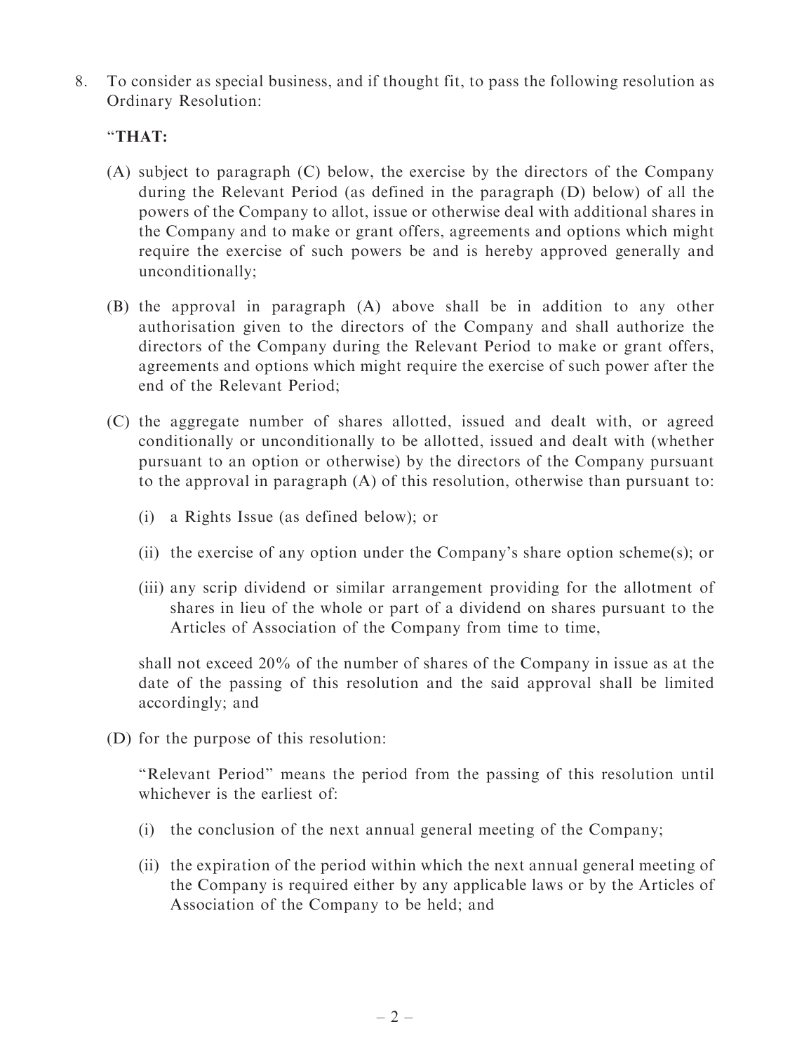8. To consider as special business, and if thought fit, to pass the following resolution as Ordinary Resolution:

   "**THAT:**

   (A) subject to paragraph (C) below, the exercise by the directors of the Company during the Relevant Period (as defined in the paragraph (D) below) of all the powers of the Company to allot, issue or otherwise deal with additional shares in the Company and to make or grant offers, agreements and options which might require the exercise of such powers be and is hereby approved generally and unconditionally;

   (B) the approval in paragraph (A) above shall be in addition to any other authorisation given to the directors of the Company and shall authorize the directors of the Company during the Relevant Period to make or grant offers, agreements and options which might require the exercise of such power after the end of the Relevant Period;

   (C) the aggregate number of shares allotted, issued and dealt with, or agreed conditionally or unconditionally to be allotted, issued and dealt with (whether pursuant to an option or otherwise) by the directors of the Company pursuant to the approval in paragraph (A) of this resolution, otherwise than pursuant to:

      (i) a Rights Issue (as defined below); or

      (ii) the exercise of any option under the Company's share option scheme(s); or

      (iii) any scrip dividend or similar arrangement providing for the allotment of shares in lieu of the whole or part of a dividend on shares pursuant to the Articles of Association of the Company from time to time,

      shall not exceed 20% of the number of shares of the Company in issue as at the date of the passing of this resolution and the said approval shall be limited accordingly; and

   (D) for the purpose of this resolution:

      "Relevant Period" means the period from the passing of this resolution until whichever is the earliest of:

      (i) the conclusion of the next annual general meeting of the Company;

      (ii) the expiration of the period within which the next annual general meeting of the Company is required either by any applicable laws or by the Articles of Association of the Company to be held; and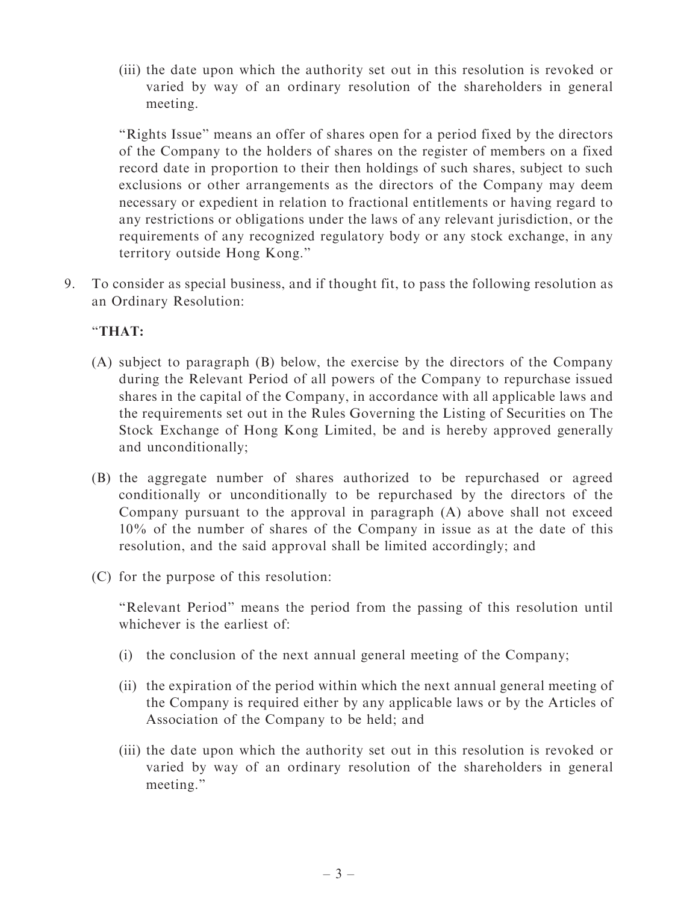(iii) the date upon which the authority set out in this resolution is revoked or varied by way of an ordinary resolution of the shareholders in general meeting.

"Rights Issue" means an offer of shares open for a period fixed by the directors of the Company to the holders of shares on the register of members on a fixed record date in proportion to their then holdings of such shares, subject to such exclusions or other arrangements as the directors of the Company may deem necessary or expedient in relation to fractional entitlements or having regard to any restrictions or obligations under the laws of any relevant jurisdiction, or the requirements of any recognized regulatory body or any stock exchange, in any territory outside Hong Kong."

9. To consider as special business, and if thought fit, to pass the following resolution as an Ordinary Resolution:

"**THAT:**

(A) subject to paragraph (B) below, the exercise by the directors of the Company during the Relevant Period of all powers of the Company to repurchase issued shares in the capital of the Company, in accordance with all applicable laws and the requirements set out in the Rules Governing the Listing of Securities on The Stock Exchange of Hong Kong Limited, be and is hereby approved generally and unconditionally;

(B) the aggregate number of shares authorized to be repurchased or agreed conditionally or unconditionally to be repurchased by the directors of the Company pursuant to the approval in paragraph (A) above shall not exceed 10% of the number of shares of the Company in issue as at the date of this resolution, and the said approval shall be limited accordingly; and

(C) for the purpose of this resolution:

"Relevant Period" means the period from the passing of this resolution until whichever is the earliest of:

(i) the conclusion of the next annual general meeting of the Company;

(ii) the expiration of the period within which the next annual general meeting of the Company is required either by any applicable laws or by the Articles of Association of the Company to be held; and

(iii) the date upon which the authority set out in this resolution is revoked or varied by way of an ordinary resolution of the shareholders in general meeting."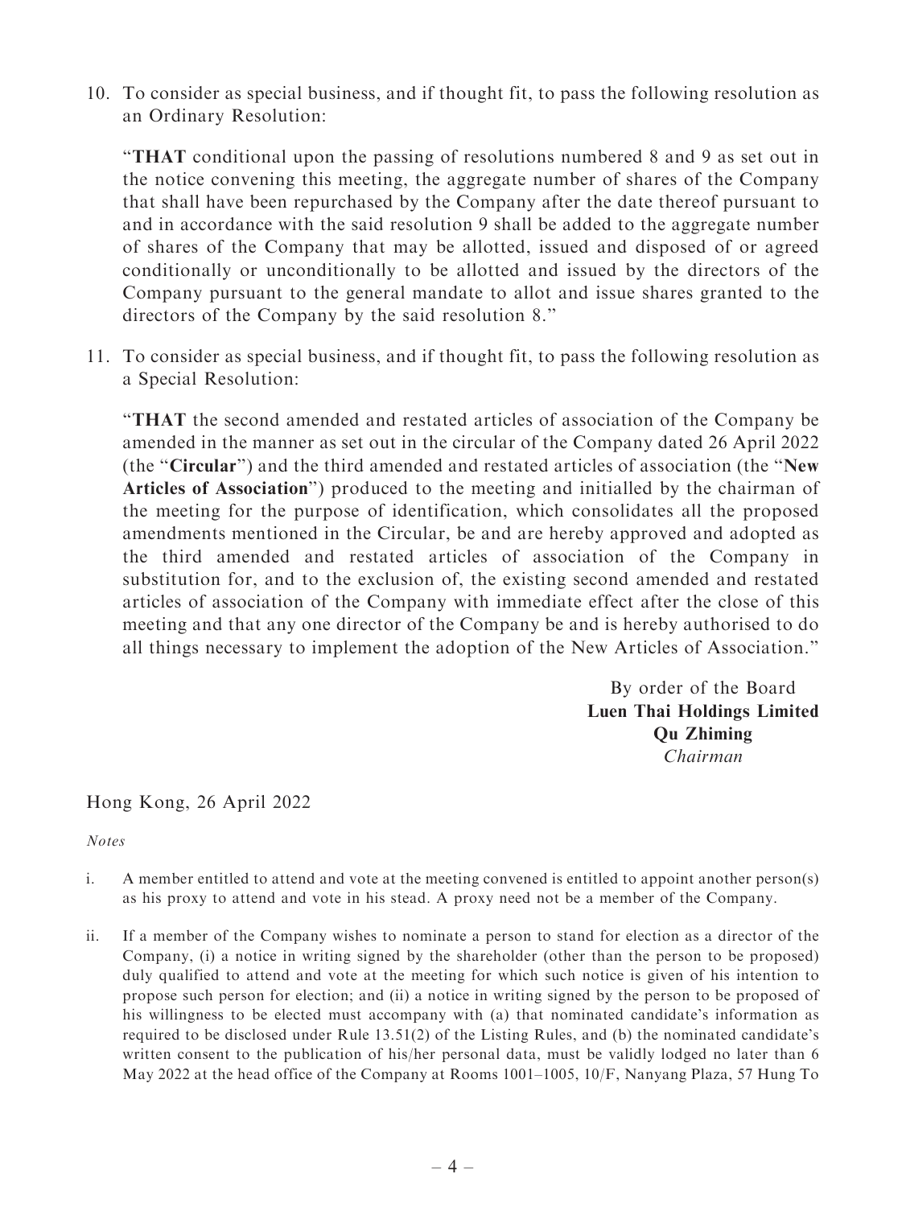10. To consider as special business, and if thought fit, to pass the following resolution as an Ordinary Resolution:

    "**THAT** conditional upon the passing of resolutions numbered 8 and 9 as set out in the notice convening this meeting, the aggregate number of shares of the Company that shall have been repurchased by the Company after the date thereof pursuant to and in accordance with the said resolution 9 shall be added to the aggregate number of shares of the Company that may be allotted, issued and disposed of or agreed conditionally or unconditionally to be allotted and issued by the directors of the Company pursuant to the general mandate to allot and issue shares granted to the directors of the Company by the said resolution 8."

11. To consider as special business, and if thought fit, to pass the following resolution as a Special Resolution:

    "**THAT** the second amended and restated articles of association of the Company be amended in the manner as set out in the circular of the Company dated 26 April 2022 (the "**Circular**") and the third amended and restated articles of association (the "**New Articles of Association**") produced to the meeting and initialled by the chairman of the meeting for the purpose of identification, which consolidates all the proposed amendments mentioned in the Circular, be and are hereby approved and adopted as the third amended and restated articles of association of the Company in substitution for, and to the exclusion of, the existing second amended and restated articles of association of the Company with immediate effect after the close of this meeting and that any one director of the Company be and is hereby authorised to do all things necessary to implement the adoption of the New Articles of Association."

By order of the Board
**Luen Thai Holdings Limited**
**Qu Zhiming**
*Chairman*

Hong Kong, 26 April 2022

*Notes*

i. A member entitled to attend and vote at the meeting convened is entitled to appoint another person(s) as his proxy to attend and vote in his stead. A proxy need not be a member of the Company.

ii. If a member of the Company wishes to nominate a person to stand for election as a director of the Company, (i) a notice in writing signed by the shareholder (other than the person to be proposed) duly qualified to attend and vote at the meeting for which such notice is given of his intention to propose such person for election; and (ii) a notice in writing signed by the person to be proposed of his willingness to be elected must accompany with (a) that nominated candidate's information as required to be disclosed under Rule 13.51(2) of the Listing Rules, and (b) the nominated candidate's written consent to the publication of his/her personal data, must be validly lodged no later than 6 May 2022 at the head office of the Company at Rooms 1001–1005, 10/F, Nanyang Plaza, 57 Hung To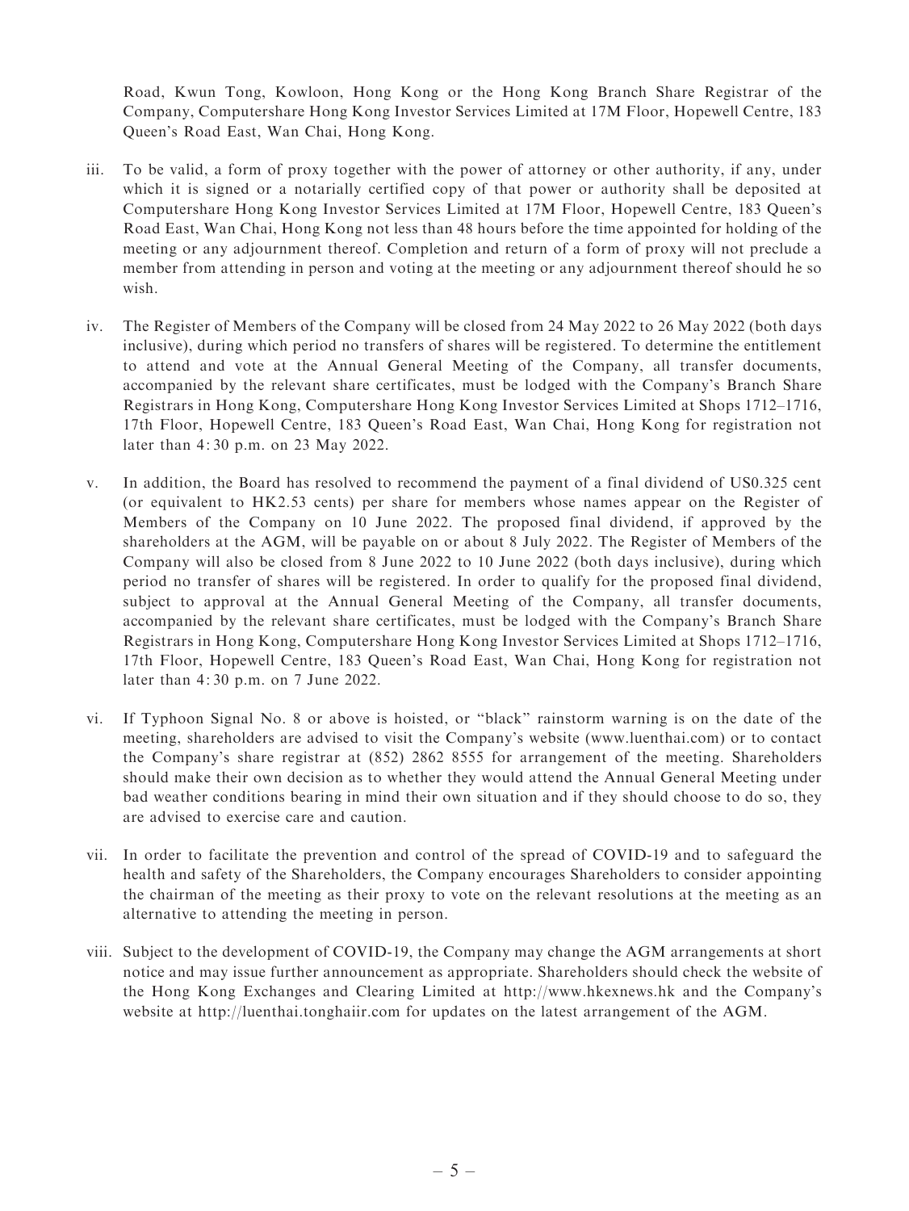Road, Kwun Tong, Kowloon, Hong Kong or the Hong Kong Branch Share Registrar of the Company, Computershare Hong Kong Investor Services Limited at 17M Floor, Hopewell Centre, 183 Queen's Road East, Wan Chai, Hong Kong.

iii. To be valid, a form of proxy together with the power of attorney or other authority, if any, under which it is signed or a notarially certified copy of that power or authority shall be deposited at Computershare Hong Kong Investor Services Limited at 17M Floor, Hopewell Centre, 183 Queen's Road East, Wan Chai, Hong Kong not less than 48 hours before the time appointed for holding of the meeting or any adjournment thereof. Completion and return of a form of proxy will not preclude a member from attending in person and voting at the meeting or any adjournment thereof should he so wish.

iv. The Register of Members of the Company will be closed from 24 May 2022 to 26 May 2022 (both days inclusive), during which period no transfers of shares will be registered. To determine the entitlement to attend and vote at the Annual General Meeting of the Company, all transfer documents, accompanied by the relevant share certificates, must be lodged with the Company's Branch Share Registrars in Hong Kong, Computershare Hong Kong Investor Services Limited at Shops 1712–1716, 17th Floor, Hopewell Centre, 183 Queen's Road East, Wan Chai, Hong Kong for registration not later than 4:30 p.m. on 23 May 2022.

v. In addition, the Board has resolved to recommend the payment of a final dividend of US0.325 cent (or equivalent to HK2.53 cents) per share for members whose names appear on the Register of Members of the Company on 10 June 2022. The proposed final dividend, if approved by the shareholders at the AGM, will be payable on or about 8 July 2022. The Register of Members of the Company will also be closed from 8 June 2022 to 10 June 2022 (both days inclusive), during which period no transfer of shares will be registered. In order to qualify for the proposed final dividend, subject to approval at the Annual General Meeting of the Company, all transfer documents, accompanied by the relevant share certificates, must be lodged with the Company's Branch Share Registrars in Hong Kong, Computershare Hong Kong Investor Services Limited at Shops 1712–1716, 17th Floor, Hopewell Centre, 183 Queen's Road East, Wan Chai, Hong Kong for registration not later than 4:30 p.m. on 7 June 2022.

vi. If Typhoon Signal No. 8 or above is hoisted, or "black" rainstorm warning is on the date of the meeting, shareholders are advised to visit the Company's website (www.luenthai.com) or to contact the Company's share registrar at (852) 2862 8555 for arrangement of the meeting. Shareholders should make their own decision as to whether they would attend the Annual General Meeting under bad weather conditions bearing in mind their own situation and if they should choose to do so, they are advised to exercise care and caution.

vii. In order to facilitate the prevention and control of the spread of COVID-19 and to safeguard the health and safety of the Shareholders, the Company encourages Shareholders to consider appointing the chairman of the meeting as their proxy to vote on the relevant resolutions at the meeting as an alternative to attending the meeting in person.

viii. Subject to the development of COVID-19, the Company may change the AGM arrangements at short notice and may issue further announcement as appropriate. Shareholders should check the website of the Hong Kong Exchanges and Clearing Limited at http://www.hkexnews.hk and the Company's website at http://luenthai.tonghaiir.com for updates on the latest arrangement of the AGM.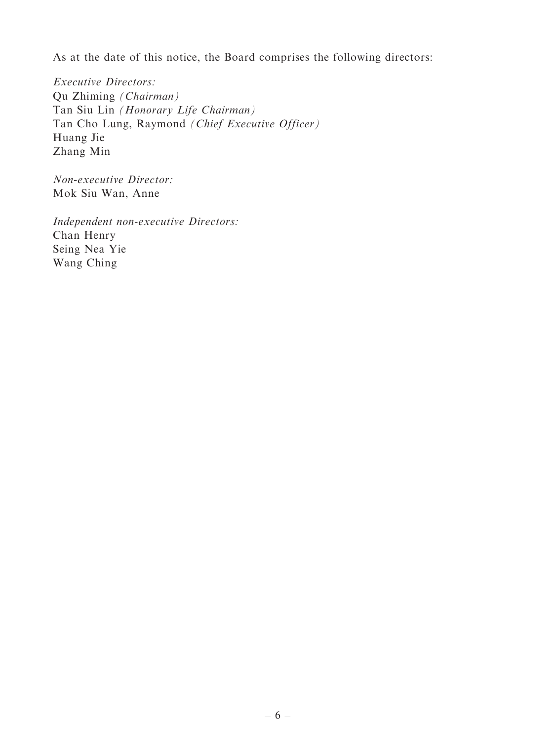As at the date of this notice, the Board comprises the following directors:

*Executive Directors:*
Qu Zhiming *(Chairman)*
Tan Siu Lin *(Honorary Life Chairman)*
Tan Cho Lung, Raymond *(Chief Executive Officer)*
Huang Jie
Zhang Min

*Non-executive Director:*
Mok Siu Wan, Anne

*Independent non-executive Directors:*
Chan Henry
Seing Nea Yie
Wang Ching